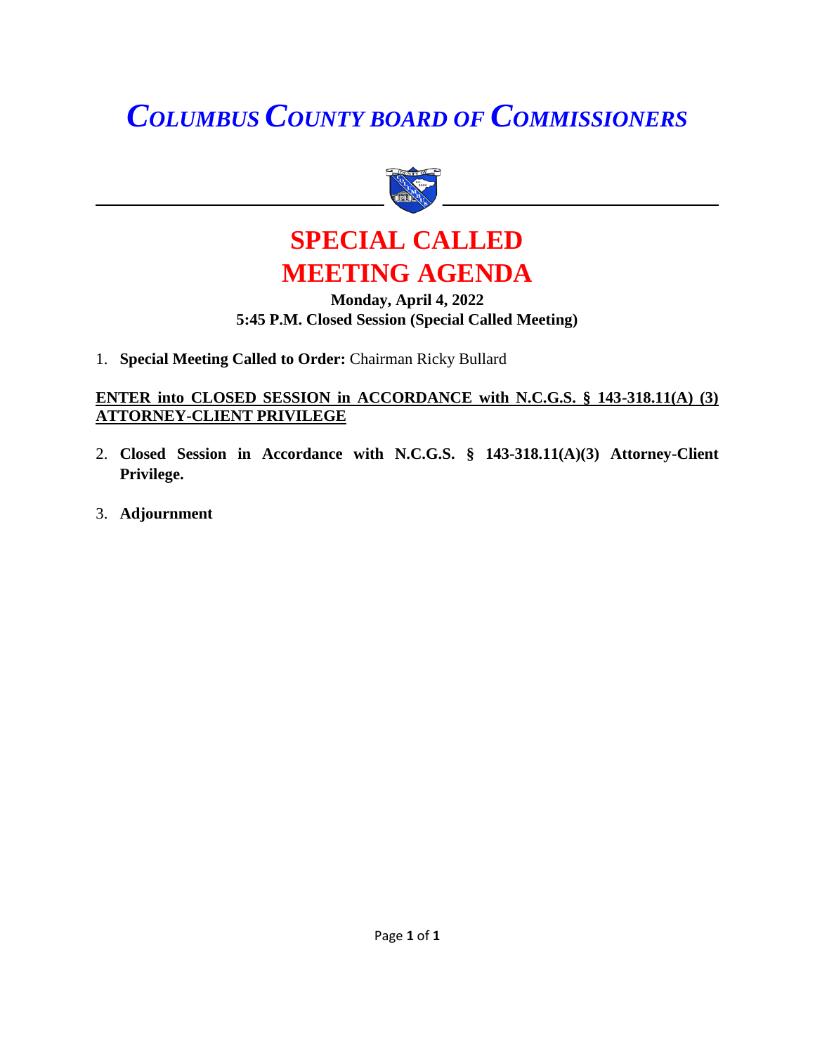# *COLUMBUS COUNTY BOARD OF COMMISSIONERS*

## SPECIAL CALLED MEETING AGENDA

**Monday, April 4, 2022**
**5:45 P.M. Closed Session (Special Called Meeting)**

1. **Special Meeting Called to Order:** Chairman Ricky Bullard

**ENTER into CLOSED SESSION in ACCORDANCE with N.C.G.S. § 143-318.11(A) (3) ATTORNEY-CLIENT PRIVILEGE**

2. **Closed Session in Accordance with N.C.G.S. § 143-318.11(A)(3) Attorney-Client Privilege.**

3. **Adjournment**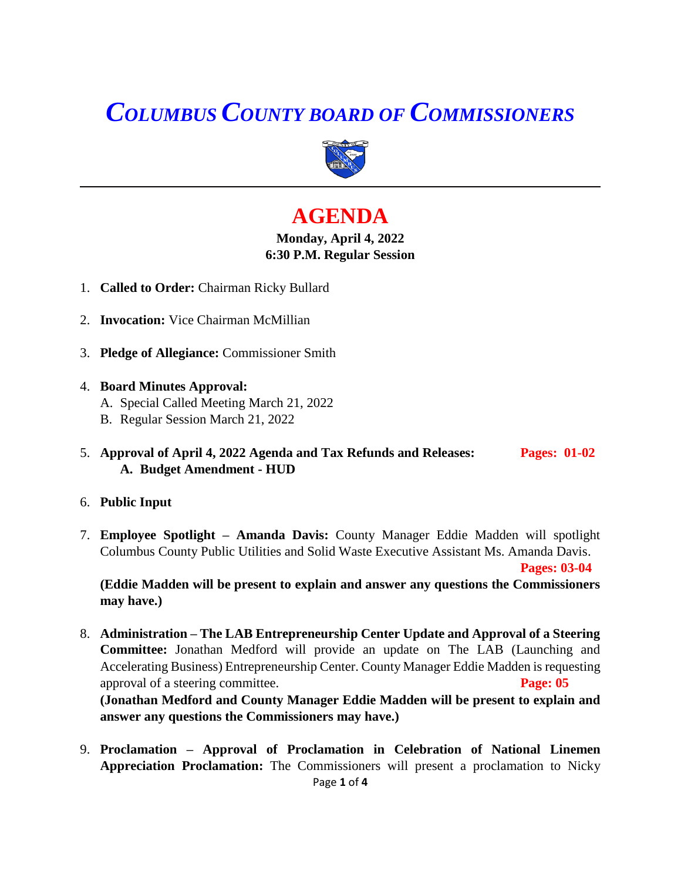# *COLUMBUS COUNTY BOARD OF COMMISSIONERS*

# AGENDA

**Monday, April 4, 2022**
**6:30 P.M. Regular Session**

1. **Called to Order:** Chairman Ricky Bullard

2. **Invocation:** Vice Chairman McMillian

3. **Pledge of Allegiance:** Commissioner Smith

4. **Board Minutes Approval:**
   A. Special Called Meeting March 21, 2022
   B. Regular Session March 21, 2022

5. **Approval of April 4, 2022 Agenda and Tax Refunds and Releases:** **Pages: 01-02**
   **A. Budget Amendment - HUD**

6. **Public Input**

7. **Employee Spotlight – Amanda Davis:** County Manager Eddie Madden will spotlight Columbus County Public Utilities and Solid Waste Executive Assistant Ms. Amanda Davis. **Pages: 03-04**
   **(Eddie Madden will be present to explain and answer any questions the Commissioners may have.)**

8. **Administration – The LAB Entrepreneurship Center Update and Approval of a Steering Committee:** Jonathan Medford will provide an update on The LAB (Launching and Accelerating Business) Entrepreneurship Center. County Manager Eddie Madden is requesting approval of a steering committee. **Page: 05**
   **(Jonathan Medford and County Manager Eddie Madden will be present to explain and answer any questions the Commissioners may have.)**

9. **Proclamation – Approval of Proclamation in Celebration of National Linemen Appreciation Proclamation:** The Commissioners will present a proclamation to Nicky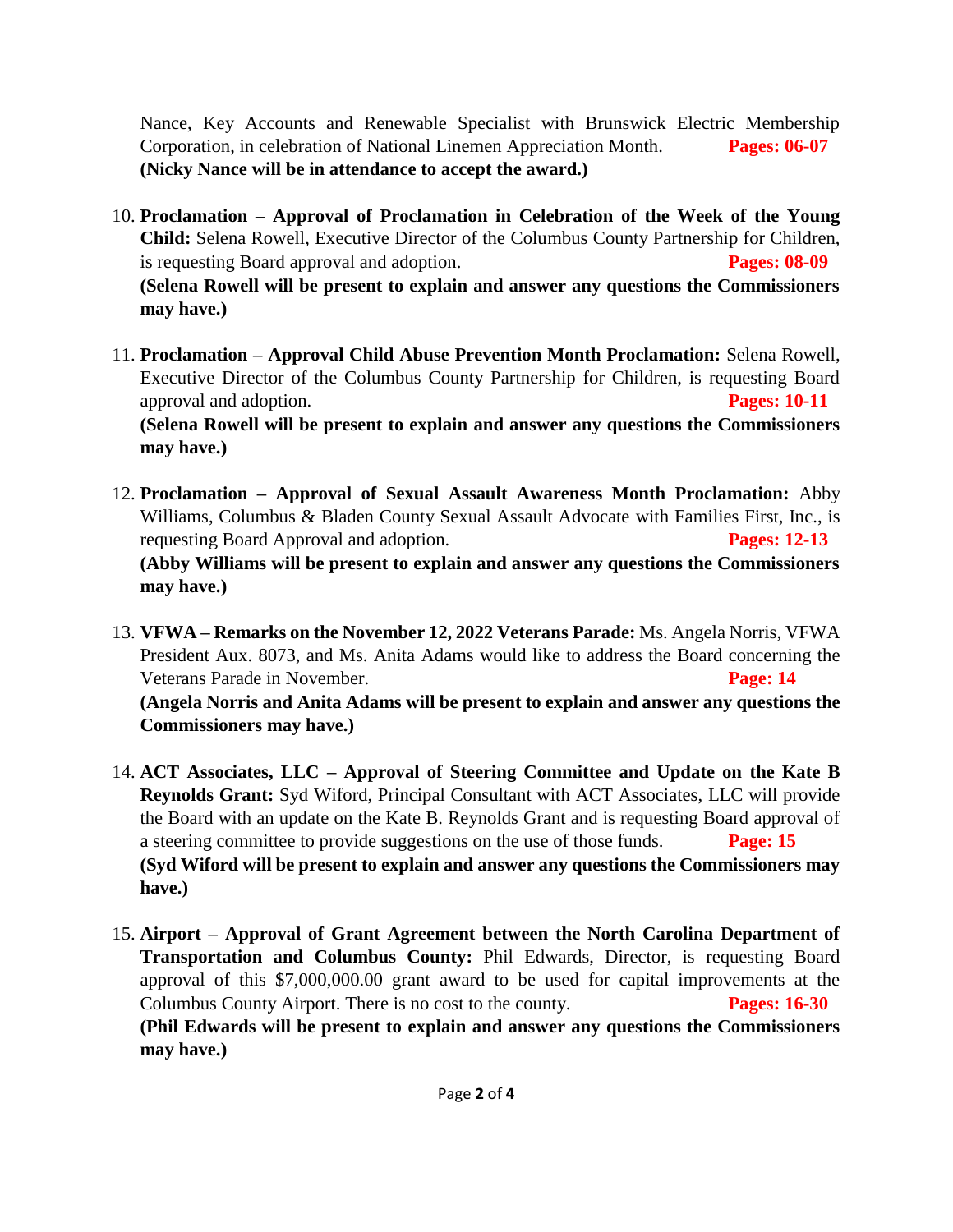Nance, Key Accounts and Renewable Specialist with Brunswick Electric Membership Corporation, in celebration of National Linemen Appreciation Month. **Pages: 06-07**
**(Nicky Nance will be in attendance to accept the award.)**

10. **Proclamation – Approval of Proclamation in Celebration of the Week of the Young Child:** Selena Rowell, Executive Director of the Columbus County Partnership for Children, is requesting Board approval and adoption. **Pages: 08-09**
**(Selena Rowell will be present to explain and answer any questions the Commissioners may have.)**

11. **Proclamation – Approval Child Abuse Prevention Month Proclamation:** Selena Rowell, Executive Director of the Columbus County Partnership for Children, is requesting Board approval and adoption. **Pages: 10-11**
**(Selena Rowell will be present to explain and answer any questions the Commissioners may have.)**

12. **Proclamation – Approval of Sexual Assault Awareness Month Proclamation:** Abby Williams, Columbus & Bladen County Sexual Assault Advocate with Families First, Inc., is requesting Board Approval and adoption. **Pages: 12-13**
**(Abby Williams will be present to explain and answer any questions the Commissioners may have.)**

13. **VFWA – Remarks on the November 12, 2022 Veterans Parade:** Ms. Angela Norris, VFWA President Aux. 8073, and Ms. Anita Adams would like to address the Board concerning the Veterans Parade in November. **Page: 14**
**(Angela Norris and Anita Adams will be present to explain and answer any questions the Commissioners may have.)**

14. **ACT Associates, LLC – Approval of Steering Committee and Update on the Kate B Reynolds Grant:** Syd Wiford, Principal Consultant with ACT Associates, LLC will provide the Board with an update on the Kate B. Reynolds Grant and is requesting Board approval of a steering committee to provide suggestions on the use of those funds. **Page: 15**
**(Syd Wiford will be present to explain and answer any questions the Commissioners may have.)**

15. **Airport – Approval of Grant Agreement between the North Carolina Department of Transportation and Columbus County:** Phil Edwards, Director, is requesting Board approval of this $7,000,000.00 grant award to be used for capital improvements at the Columbus County Airport. There is no cost to the county. **Pages: 16-30**
**(Phil Edwards will be present to explain and answer any questions the Commissioners may have.)**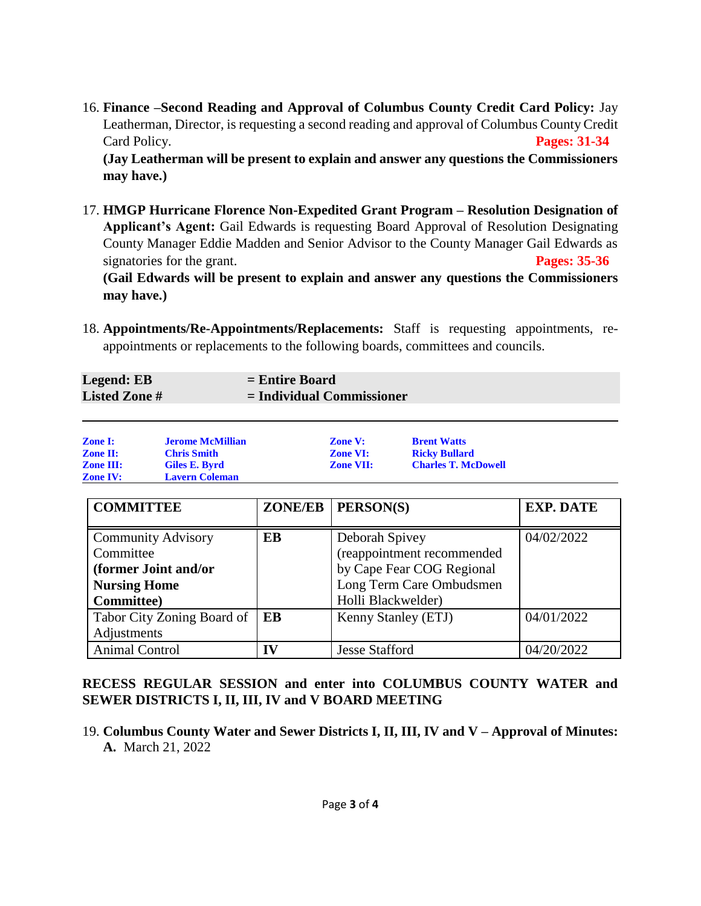16. **Finance –Second Reading and Approval of Columbus County Credit Card Policy:** Jay Leatherman, Director, is requesting a second reading and approval of Columbus County Credit Card Policy. **Pages: 31-34**
**(Jay Leatherman will be present to explain and answer any questions the Commissioners may have.)**

17. **HMGP Hurricane Florence Non-Expedited Grant Program – Resolution Designation of Applicant's Agent:** Gail Edwards is requesting Board Approval of Resolution Designating County Manager Eddie Madden and Senior Advisor to the County Manager Gail Edwards as signatories for the grant. **Pages: 35-36**
**(Gail Edwards will be present to explain and answer any questions the Commissioners may have.)**

18. **Appointments/Re-Appointments/Replacements:** Staff is requesting appointments, re-appointments or replacements to the following boards, committees and councils.

| **Legend: EB** | **= Entire Board** |
|---|---|
| **Listed Zone #** | **= Individual Commissioner** |

| | | | |
|---|---|---|---|
| **Zone I:** | **Jerome McMillian** | **Zone V:** | **Brent Watts** |
| **Zone II:** | **Chris Smith** | **Zone VI:** | **Ricky Bullard** |
| **Zone III:** | **Giles E. Byrd** | **Zone VII:** | **Charles T. McDowell** |
| **Zone IV:** | **Lavern Coleman** | | |

| COMMITTEE | ZONE/EB | PERSON(S) | EXP. DATE |
|---|---|---|---|
| Community Advisory Committee **(former Joint and/or Nursing Home Committee)** | **EB** | Deborah Spivey (reappointment recommended by Cape Fear COG Regional Long Term Care Ombudsmen Holli Blackwelder) | 04/02/2022 |
| Tabor City Zoning Board of Adjustments | **EB** | Kenny Stanley (ETJ) | 04/01/2022 |
| Animal Control | **IV** | Jesse Stafford | 04/20/2022 |

**RECESS REGULAR SESSION and enter into COLUMBUS COUNTY WATER and SEWER DISTRICTS I, II, III, IV and V BOARD MEETING**

19. **Columbus County Water and Sewer Districts I, II, III, IV and V – Approval of Minutes:**
**A.** March 21, 2022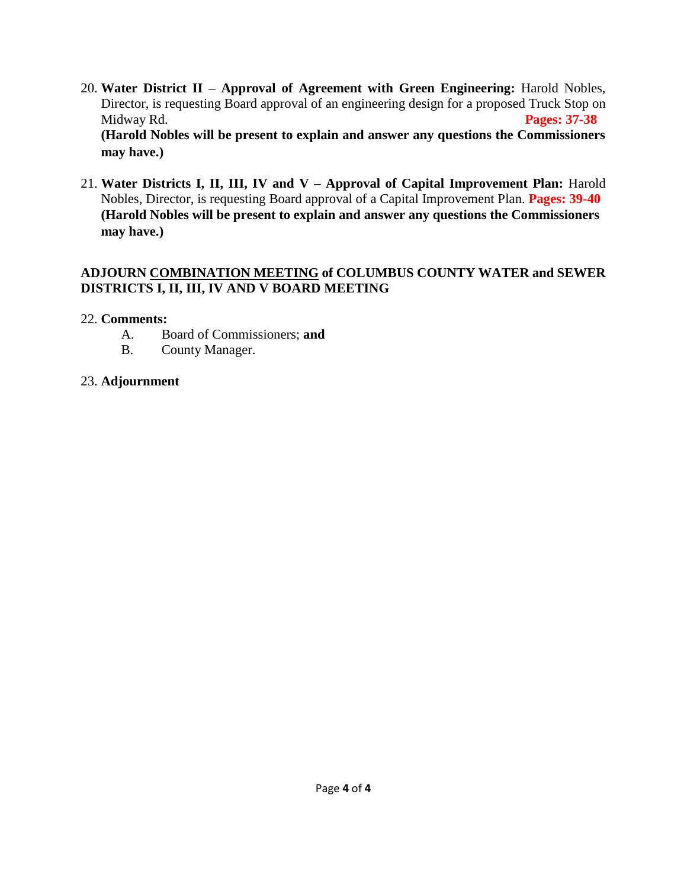20. **Water District II – Approval of Agreement with Green Engineering:** Harold Nobles, Director, is requesting Board approval of an engineering design for a proposed Truck Stop on Midway Rd. **Pages: 37-38**
    **(Harold Nobles will be present to explain and answer any questions the Commissioners may have.)**

21. **Water Districts I, II, III, IV and V – Approval of Capital Improvement Plan:** Harold Nobles, Director, is requesting Board approval of a Capital Improvement Plan. **Pages: 39-40**
    **(Harold Nobles will be present to explain and answer any questions the Commissioners may have.)**

**ADJOURN COMBINATION MEETING of COLUMBUS COUNTY WATER and SEWER DISTRICTS I, II, III, IV AND V BOARD MEETING**

22. **Comments:**
    - A. Board of Commissioners; **and**
    - B. County Manager.

23. **Adjournment**